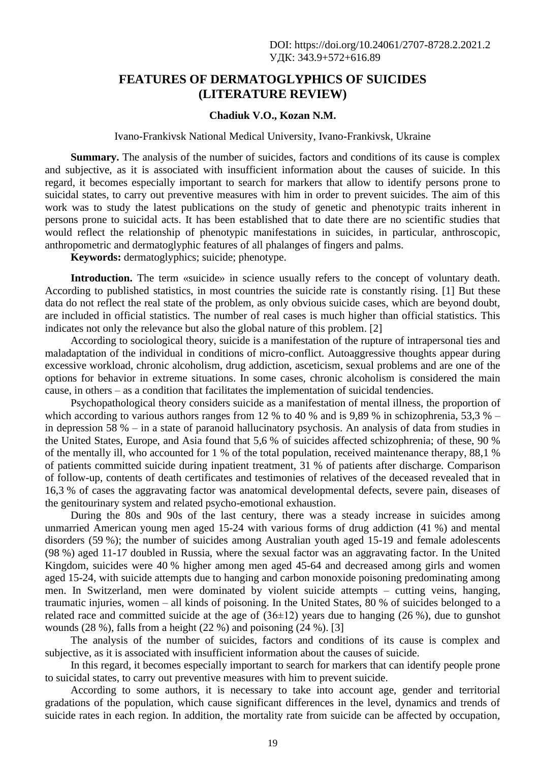DOI: https://doi.org/10.24061/2707-8728.2.2021.2
УДК: 343.9+572+616.89

# FEATURES OF DERMATOGLYPHICS OF SUICIDES (LITERATURE REVIEW)

**Chadiuk V.O., Kozan N.M.**

Ivano-Frankivsk National Medical University, Ivano-Frankivsk, Ukraine

**Summary.** The analysis of the number of suicides, factors and conditions of its cause is complex and subjective, as it is associated with insufficient information about the causes of suicide. In this regard, it becomes especially important to search for markers that allow to identify persons prone to suicidal states, to carry out preventive measures with him in order to prevent suicides. The aim of this work was to study the latest publications on the study of genetic and phenotypic traits inherent in persons prone to suicidal acts. It has been established that to date there are no scientific studies that would reflect the relationship of phenotypic manifestations in suicides, in particular, anthroscopic, anthropometric and dermatoglyphic features of all phalanges of fingers and palms.

**Keywords:** dermatoglyphics; suicide; phenotype.

**Introduction.** The term «suicide» in science usually refers to the concept of voluntary death. According to published statistics, in most countries the suicide rate is constantly rising. [1] But these data do not reflect the real state of the problem, as only obvious suicide cases, which are beyond doubt, are included in official statistics. The number of real cases is much higher than official statistics. This indicates not only the relevance but also the global nature of this problem. [2]

According to sociological theory, suicide is a manifestation of the rupture of intrapersonal ties and maladaptation of the individual in conditions of micro-conflict. Autoaggressive thoughts appear during excessive workload, chronic alcoholism, drug addiction, asceticism, sexual problems and are one of the options for behavior in extreme situations. In some cases, chronic alcoholism is considered the main cause, in others – as a condition that facilitates the implementation of suicidal tendencies.

Psychopathological theory considers suicide as a manifestation of mental illness, the proportion of which according to various authors ranges from 12 % to 40 % and is 9,89 % in schizophrenia, 53,3 % – in depression 58 % – in a state of paranoid hallucinatory psychosis. An analysis of data from studies in the United States, Europe, and Asia found that 5,6 % of suicides affected schizophrenia; of these, 90 % of the mentally ill, who accounted for 1 % of the total population, received maintenance therapy, 88,1 % of patients committed suicide during inpatient treatment, 31 % of patients after discharge. Comparison of follow-up, contents of death certificates and testimonies of relatives of the deceased revealed that in 16,3 % of cases the aggravating factor was anatomical developmental defects, severe pain, diseases of the genitourinary system and related psycho-emotional exhaustion.

During the 80s and 90s of the last century, there was a steady increase in suicides among unmarried American young men aged 15-24 with various forms of drug addiction (41 %) and mental disorders (59 %); the number of suicides among Australian youth aged 15-19 and female adolescents (98 %) aged 11-17 doubled in Russia, where the sexual factor was an aggravating factor. In the United Kingdom, suicides were 40 % higher among men aged 45-64 and decreased among girls and women aged 15-24, with suicide attempts due to hanging and carbon monoxide poisoning predominating among men. In Switzerland, men were dominated by violent suicide attempts – cutting veins, hanging, traumatic injuries, women – all kinds of poisoning. In the United States, 80 % of suicides belonged to a related race and committed suicide at the age of (36±12) years due to hanging (26 %), due to gunshot wounds (28 %), falls from a height (22 %) and poisoning (24 %). [3]

The analysis of the number of suicides, factors and conditions of its cause is complex and subjective, as it is associated with insufficient information about the causes of suicide.

In this regard, it becomes especially important to search for markers that can identify people prone to suicidal states, to carry out preventive measures with him to prevent suicide.

According to some authors, it is necessary to take into account age, gender and territorial gradations of the population, which cause significant differences in the level, dynamics and trends of suicide rates in each region. In addition, the mortality rate from suicide can be affected by occupation,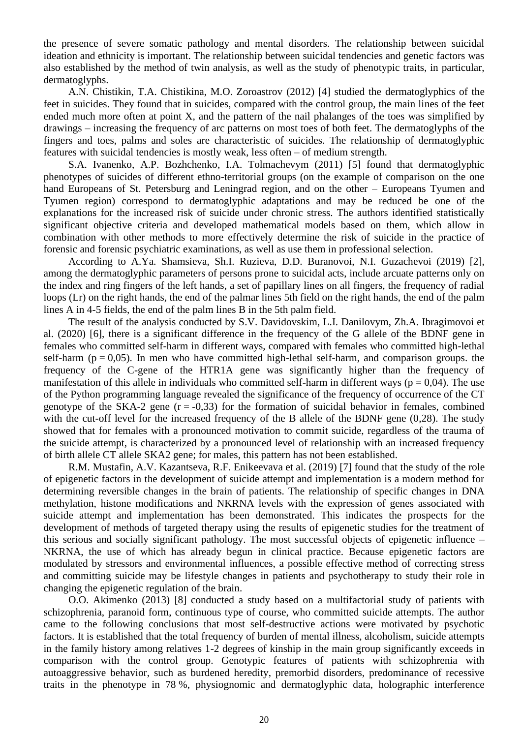the presence of severe somatic pathology and mental disorders. The relationship between suicidal ideation and ethnicity is important. The relationship between suicidal tendencies and genetic factors was also established by the method of twin analysis, as well as the study of phenotypic traits, in particular, dermatoglyphs.

A.N. Chistikin, T.A. Chistikina, M.O. Zoroastrov (2012) [4] studied the dermatoglyphics of the feet in suicides. They found that in suicides, compared with the control group, the main lines of the feet ended much more often at point X, and the pattern of the nail phalanges of the toes was simplified by drawings – increasing the frequency of arc patterns on most toes of both feet. The dermatoglyphs of the fingers and toes, palms and soles are characteristic of suicides. The relationship of dermatoglyphic features with suicidal tendencies is mostly weak, less often – of medium strength.

S.A. Ivanenko, A.P. Bozhchenko, I.A. Tolmachevym (2011) [5] found that dermatoglyphic phenotypes of suicides of different ethno-territorial groups (on the example of comparison on the one hand Europeans of St. Petersburg and Leningrad region, and on the other – Europeans Tyumen and Tyumen region) correspond to dermatoglyphic adaptations and may be reduced be one of the explanations for the increased risk of suicide under chronic stress. The authors identified statistically significant objective criteria and developed mathematical models based on them, which allow in combination with other methods to more effectively determine the risk of suicide in the practice of forensic and forensic psychiatric examinations, as well as use them in professional selection.

According to A.Ya. Shamsieva, Sh.I. Ruzieva, D.D. Buranovoi, N.I. Guzachevoi (2019) [2], among the dermatoglyphic parameters of persons prone to suicidal acts, include arcuate patterns only on the index and ring fingers of the left hands, a set of papillary lines on all fingers, the frequency of radial loops (Lr) on the right hands, the end of the palmar lines 5th field on the right hands, the end of the palm lines A in 4-5 fields, the end of the palm lines B in the 5th palm field.

The result of the analysis conducted by S.V. Davidovskim, L.I. Danilovym, Zh.A. Ibragimovoi et al. (2020) [6], there is a significant difference in the frequency of the G allele of the BDNF gene in females who committed self-harm in different ways, compared with females who committed high-lethal self-harm ($p = 0,05$). In men who have committed high-lethal self-harm, and comparison groups. the frequency of the C-gene of the HTR1A gene was significantly higher than the frequency of manifestation of this allele in individuals who committed self-harm in different ways ($p = 0,04$). The use of the Python programming language revealed the significance of the frequency of occurrence of the CT genotype of the SKA-2 gene ($r = -0,33$) for the formation of suicidal behavior in females, combined with the cut-off level for the increased frequency of the B allele of the BDNF gene (0,28). The study showed that for females with a pronounced motivation to commit suicide, regardless of the trauma of the suicide attempt, is characterized by a pronounced level of relationship with an increased frequency of birth allele CT allele SKA2 gene; for males, this pattern has not been established.

R.M. Mustafin, A.V. Kazantseva, R.F. Enikeevava et al. (2019) [7] found that the study of the role of epigenetic factors in the development of suicide attempt and implementation is a modern method for determining reversible changes in the brain of patients. The relationship of specific changes in DNA methylation, histone modifications and NKRNA levels with the expression of genes associated with suicide attempt and implementation has been demonstrated. This indicates the prospects for the development of methods of targeted therapy using the results of epigenetic studies for the treatment of this serious and socially significant pathology. The most successful objects of epigenetic influence – NKRNA, the use of which has already begun in clinical practice. Because epigenetic factors are modulated by stressors and environmental influences, a possible effective method of correcting stress and committing suicide may be lifestyle changes in patients and psychotherapy to study their role in changing the epigenetic regulation of the brain.

O.O. Akimenko (2013) [8] conducted a study based on a multifactorial study of patients with schizophrenia, paranoid form, continuous type of course, who committed suicide attempts. The author came to the following conclusions that most self-destructive actions were motivated by psychotic factors. It is established that the total frequency of burden of mental illness, alcoholism, suicide attempts in the family history among relatives 1-2 degrees of kinship in the main group significantly exceeds in comparison with the control group. Genotypic features of patients with schizophrenia with autoaggressive behavior, such as burdened heredity, premorbid disorders, predominance of recessive traits in the phenotype in 78 %, physiognomic and dermatoglyphic data, holographic interference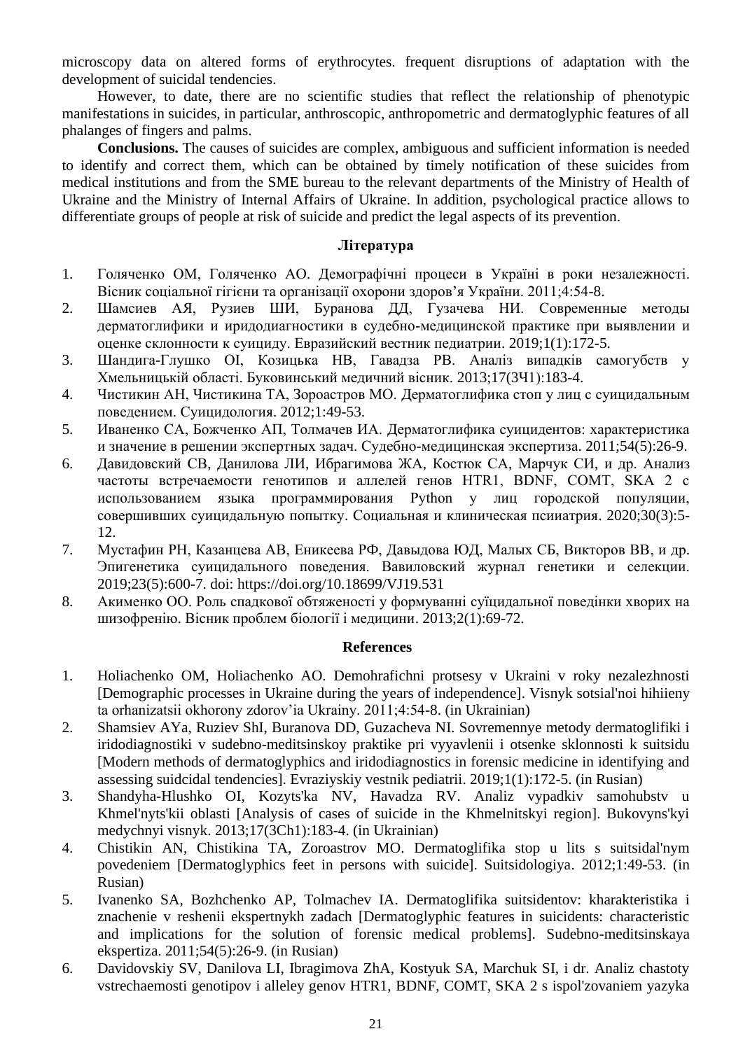microscopy data on altered forms of erythrocytes. frequent disruptions of adaptation with the development of suicidal tendencies.

However, to date, there are no scientific studies that reflect the relationship of phenotypic manifestations in suicides, in particular, anthroscopic, anthropometric and dermatoglyphic features of all phalanges of fingers and palms.

**Conclusions.** The causes of suicides are complex, ambiguous and sufficient information is needed to identify and correct them, which can be obtained by timely notification of these suicides from medical institutions and from the SME bureau to the relevant departments of the Ministry of Health of Ukraine and the Ministry of Internal Affairs of Ukraine. In addition, psychological practice allows to differentiate groups of people at risk of suicide and predict the legal aspects of its prevention.

### Література

1. Голяченко ОМ, Голяченко АО. Демографічні процеси в Україні в роки незалежності. Вісник соціальної гігієни та організації охорони здоров'я України. 2011;4:54-8.
2. Шамсиев АЯ, Рузиев ШИ, Буранова ДД, Гузачева НИ. Современные методы дерматоглифики и иридодиагностики в судебно-медицинской практике при выявлении и оценке склонности к суициду. Евразийский вестник педиатрии. 2019;1(1):172-5.
3. Шандига-Глушко ОІ, Козицька НВ, Гавадза РВ. Аналіз випадків самогубств у Хмельницькій області. Буковинський медичний вісник. 2013;17(3Ч1):183-4.
4. Чистикин АН, Чистикина ТА, Зороастров МО. Дерматоглифика стоп у лиц с суицидальным поведением. Суицидология. 2012;1:49-53.
5. Иваненко СА, Божченко АП, Толмачев ИА. Дерматоглифика суицидентов: характеристика и значение в решении экспертных задач. Судебно-медицинская экспертиза. 2011;54(5):26-9.
6. Давидовский СВ, Данилова ЛИ, Ибрагимова ЖА, Костюк СА, Марчук СИ, и др. Анализ частоты встречаемости генотипов и аллелей генов HTR1, BDNF, COMT, SKA 2 с использованием языка программирования Python у лиц городской популяции, совершивших суицидальную попытку. Социальная и клиническая психиатрия. 2020;30(3):5-12.
7. Мустафин РН, Казанцева АВ, Еникеева РФ, Давыдова ЮД, Малых СБ, Викторов ВВ, и др. Эпигенетика суицидального поведения. Вавиловский журнал генетики и селекции. 2019;23(5):600-7. doi: https://doi.org/10.18699/VJ19.531
8. Акименко ОО. Роль спадкової обтяженості у формуванні суїцидальної поведінки хворих на шизофренію. Вісник проблем біології і медицини. 2013;2(1):69-72.

### References

1. Holiachenko OM, Holiachenko AO. Demohrafichni protsesy v Ukraini v roky nezalezhnosti [Demographic processes in Ukraine during the years of independence]. Visnyk sotsial'noi hihiieny ta orhanizatsii okhorony zdorov'ia Ukrainy. 2011;4:54-8. (in Ukrainian)
2. Shamsiev AYa, Ruziev ShI, Buranova DD, Guzacheva NI. Sovremennye metody dermatoglifiki i iridodiagnostiki v sudebno-meditsinskoy praktike pri vyyavlenii i otsenke sklonnosti k suitsidu [Modern methods of dermatoglyphics and iridodiagnostics in forensic medicine in identifying and assessing suidcidal tendencies]. Evraziyskiy vestnik pediatrii. 2019;1(1):172-5. (in Rusian)
3. Shandyha-Hlushko OI, Kozyts'ka NV, Havadza RV. Analiz vypadkiv samohubstv u Khmel'nyts'kii oblasti [Analysis of cases of suicide in the Khmelnitskyi region]. Bukovyns'kyi medychnyi visnyk. 2013;17(3Ch1):183-4. (in Ukrainian)
4. Chistikin AN, Chistikina TA, Zoroastrov MO. Dermatoglifika stop u lits s suitsidal'nym povedeniem [Dermatoglyphics feet in persons with suicide]. Suitsidologiya. 2012;1:49-53. (in Rusian)
5. Ivanenko SA, Bozhchenko AP, Tolmachev IA. Dermatoglifika suitsidentov: kharakteristika i znachenie v reshenii ekspertnykh zadach [Dermatoglyphic features in suicidents: characteristic and implications for the solution of forensic medical problems]. Sudebno-meditsinskaya ekspertiza. 2011;54(5):26-9. (in Rusian)
6. Davidovskiy SV, Danilova LI, Ibragimova ZhA, Kostyuk SA, Marchuk SI, i dr. Analiz chastoty vstrechaemosti genotipov i alleley genov HTR1, BDNF, COMT, SKA 2 s ispol'zovaniem yazyka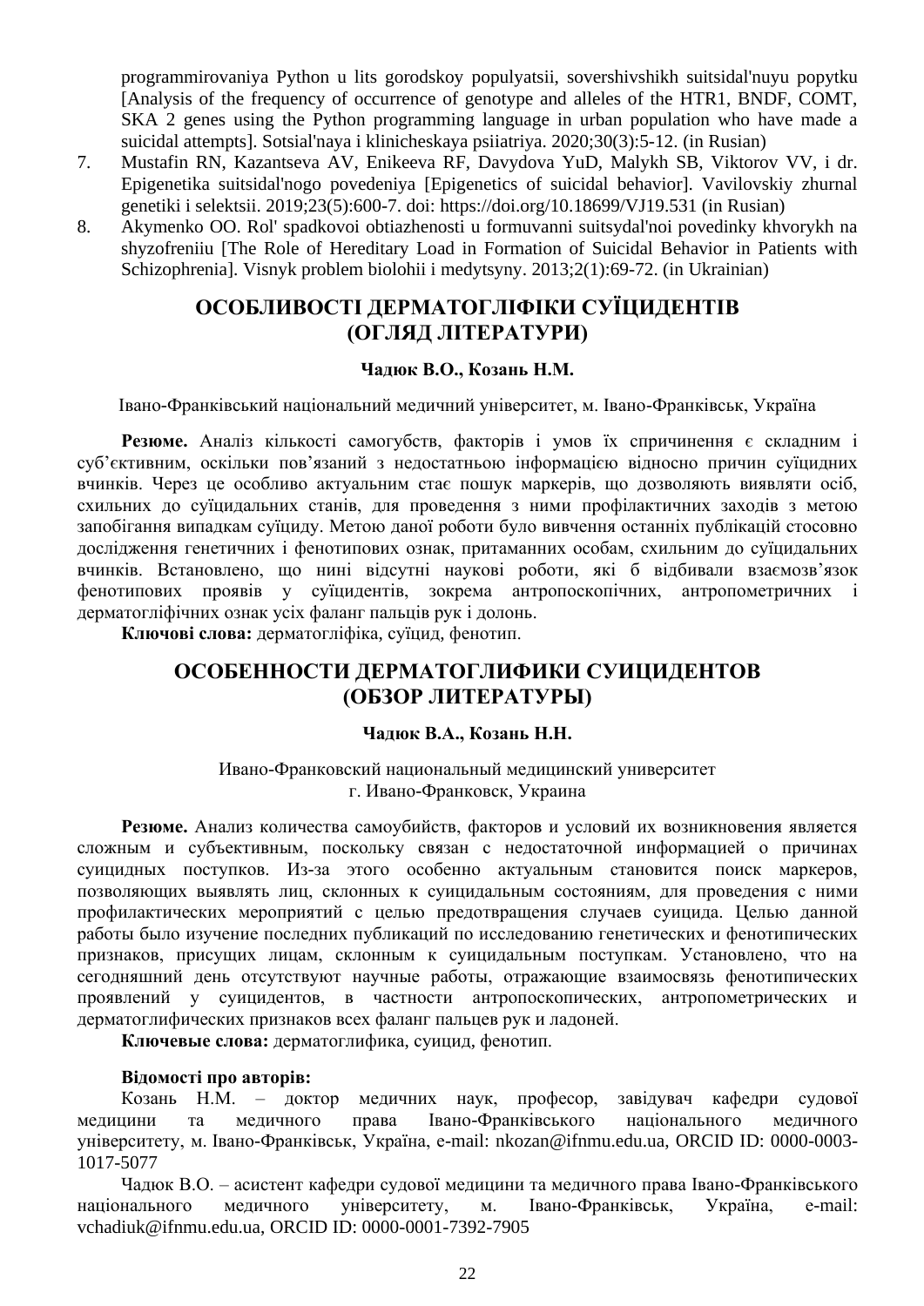programmirovaniya Python u lits gorodskoy populyatsii, sovershivshikh suitsidal'nuyu popytku [Analysis of the frequency of occurrence of genotype and alleles of the HTR1, BNDF, COMT, SKA 2 genes using the Python programming language in urban population who have made a suicidal attempts]. Sotsial'naya i klinicheskaya psiiatriya. 2020;30(3):5-12. (in Rusian)

7. Mustafin RN, Kazantseva AV, Enikeeva RF, Davydova YuD, Malykh SB, Viktorov VV, i dr. Epigenetika suitsidal'nogo povedeniya [Epigenetics of suicidal behavior]. Vavilovskiy zhurnal genetiki i selektsii. 2019;23(5):600-7. doi: https://doi.org/10.18699/VJ19.531 (in Rusian)
8. Akymenko OO. Rol' spadkovoi obtiazhenosti u formuvanni suitsydal'noi povedinky khvorykh na shyzofreniiu [The Role of Hereditary Load in Formation of Suicidal Behavior in Patients with Schizophrenia]. Visnyk problem biolohii i medytsyny. 2013;2(1):69-72. (in Ukrainian)

## ОСОБЛИВОСТІ ДЕРМАТОГЛІФІКИ СУЇЦИДЕНТІВ (ОГЛЯД ЛІТЕРАТУРИ)

**Чадюк В.О., Козань Н.М.**

Івано-Франківський національний медичний університет, м. Івано-Франківськ, Україна

**Резюме.** Аналіз кількості самогубств, факторів і умов їх спричинення є складним і суб'єктивним, оскільки пов'язаний з недостатньою інформацією відносно причин суїцидних вчинків. Через це особливо актуальним стає пошук маркерів, що дозволяють виявляти осіб, схильних до суїцидальних станів, для проведення з ними профілактичних заходів з метою запобігання випадкам суїциду. Метою даної роботи було вивчення останніх публікацій стосовно дослідження генетичних і фенотипових ознак, притаманних особам, схильним до суїцидальних вчинків. Встановлено, що нині відсутні наукові роботи, які б відбивали взаємозв'язок фенотипових проявів у суїцидентів, зокрема антропоскопічних, антропометричних і дерматогліфічних ознак усіх фаланг пальців рук і долонь.

**Ключові слова:** дерматогліфіка, суїцид, фенотип.

## ОСОБЕННОСТИ ДЕРМАТОГЛИФИКИ СУИЦИДЕНТОВ (ОБЗОР ЛИТЕРАТУРЫ)

**Чадюк В.А., Козань Н.Н.**

Ивано-Франковский национальный медицинский университет
г. Ивано-Франковск, Украина

**Резюме.** Анализ количества самоубийств, факторов и условий их возникновения является сложным и субъективным, поскольку связан с недостаточной информацией о причинах суицидных поступков. Из-за этого особенно актуальным становится поиск маркеров, позволяющих выявлять лиц, склонных к суицидальным состояниям, для проведения с ними профилактических мероприятий с целью предотвращения случаев суицида. Целью данной работы было изучение последних публикаций по исследованию генетических и фенотипических признаков, присущих лицам, склонным к суицидальным поступкам. Установлено, что на сегодняшний день отсутствуют научные работы, отражающие взаимосвязь фенотипических проявлений у суицидентов, в частности антропоскопических, антропометрических и дерматоглифических признаков всех фаланг пальцев рук и ладоней.

**Ключевые слова:** дерматоглифика, суицид, фенотип.

**Відомості про авторів:**

Козань Н.М. – доктор медичних наук, професор, завідувач кафедри судової медицини та медичного права Івано-Франківського національного медичного університету, м. Івано-Франківськ, Україна, e-mail: nkozan@ifnmu.edu.ua, ORCID ID: 0000-0003-1017-5077

Чадюк В.О. – асистент кафедри судової медицини та медичного права Івано-Франківського національного медичного університету, м. Івано-Франківськ, Україна, e-mail: vchadiuk@ifnmu.edu.ua, ORCID ID: 0000-0001-7392-7905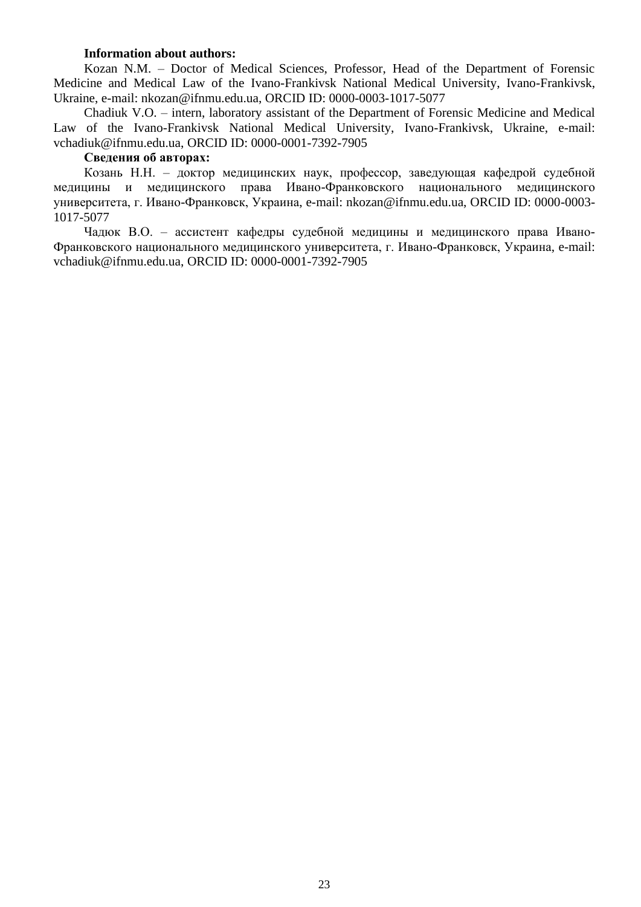**Information about authors:**

Kozan N.M. – Doctor of Medical Sciences, Professor, Head of the Department of Forensic Medicine and Medical Law of the Ivano-Frankivsk National Medical University, Ivano-Frankivsk, Ukraine, e-mail: nkozan@ifnmu.edu.ua, ORCID ID: 0000-0003-1017-5077

Chadiuk V.O. – intern, laboratory assistant of the Department of Forensic Medicine and Medical Law of the Ivano-Frankivsk National Medical University, Ivano-Frankivsk, Ukraine, e-mail: vchadiuk@ifnmu.edu.ua, ORCID ID: 0000-0001-7392-7905

**Сведения об авторах:**

Козань Н.Н. – доктор медицинских наук, профессор, заведующая кафедрой судебной медицины и медицинского права Ивано-Франковского национального медицинского университета, г. Ивано-Франковск, Украина, e-mail: nkozan@ifnmu.edu.ua, ORCID ID: 0000-0003-1017-5077

Чадюк В.О. – ассистент кафедры судебной медицины и медицинского права Ивано-Франковского национального медицинского университета, г. Ивано-Франковск, Украина, e-mail: vchadiuk@ifnmu.edu.ua, ORCID ID: 0000-0001-7392-7905